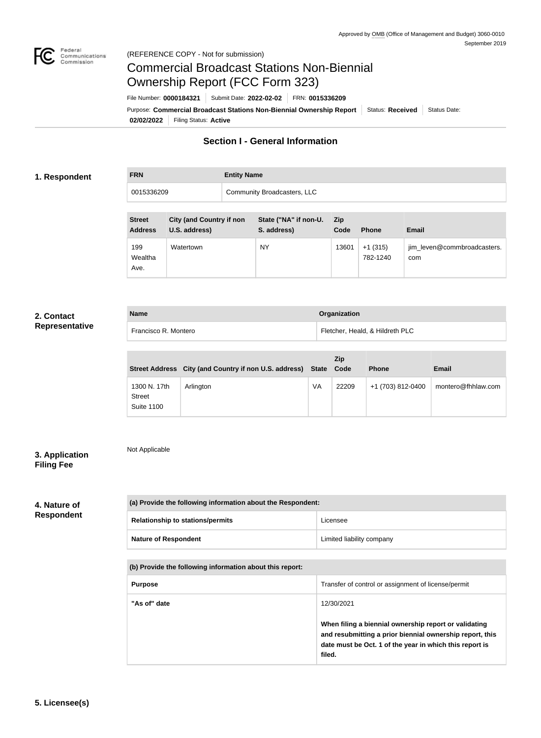Approved by OMB (Office of Management and Budget) 3060-0010
September 2019

(REFERENCE COPY - Not for submission)

# Commercial Broadcast Stations Non-Biennial Ownership Report (FCC Form 323)

File Number: **0000184321** | Submit Date: **2022-02-02** | FRN: **0015336209**

Purpose: **Commercial Broadcast Stations Non-Biennial Ownership Report** | Status: **Received** | Status Date: **02/02/2022** | Filing Status: **Active**

## Section I - General Information

### 1. Respondent

| FRN | Entity Name |
| --- | --- |
| 0015336209 | Community Broadcasters, LLC |

| Street Address | City (and Country if non U.S. address) | State ("NA" if non-U. S. address) | Zip Code | Phone | Email |
| --- | --- | --- | --- | --- | --- |
| 199 Wealtha Ave. | Watertown | NY | 13601 | +1 (315) 782-1240 | jim_leven@commbroadcasters.com |

### 2. Contact Representative

| Name | Organization |
| --- | --- |
| Francisco R. Montero | Fletcher, Heald, & Hildreth PLC |

| Street Address | City (and Country if non U.S. address) | State | Zip Code | Phone | Email |
| --- | --- | --- | --- | --- | --- |
| 1300 N. 17th Street Suite 1100 | Arlington | VA | 22209 | +1 (703) 812-0400 | montero@fhhlaw.com |

### 3. Application Filing Fee

Not Applicable

### 4. Nature of Respondent

| (a) Provide the following information about the Respondent: | |
| --- | --- |
| Relationship to stations/permits | Licensee |
| Nature of Respondent | Limited liability company |

| (b) Provide the following information about this report: | |
| --- | --- |
| Purpose | Transfer of control or assignment of license/permit |
| "As of" date | 12/30/2021<br><br>**When filing a biennial ownership report or validating and resubmitting a prior biennial ownership report, this date must be Oct. 1 of the year in which this report is filed.** |

### 5. Licensee(s)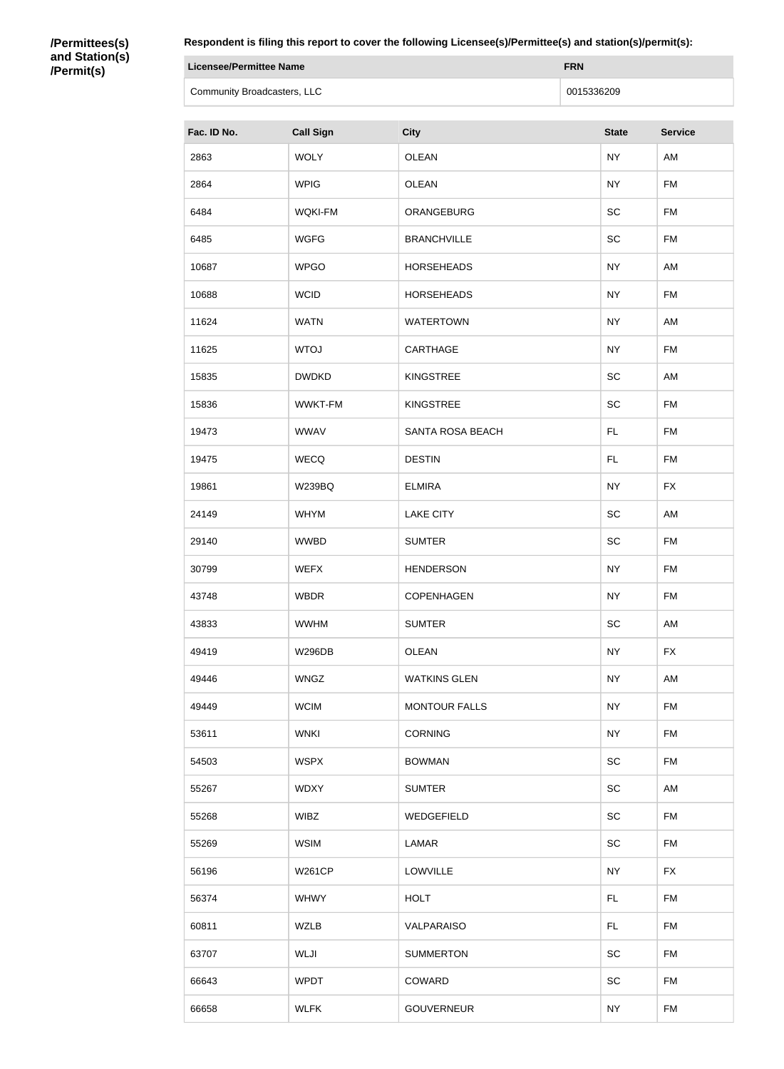**/Permittees(s) and Station(s) /Permit(s)**

**Respondent is filing this report to cover the following Licensee(s)/Permittee(s) and station(s)/permit(s):**

| Licensee/Permittee Name | FRN |
| --- | --- |
| Community Broadcasters, LLC | 0015336209 |

| Fac. ID No. | Call Sign | City | State | Service |
| --- | --- | --- | --- | --- |
| 2863 | WOLY | OLEAN | NY | AM |
| 2864 | WPIG | OLEAN | NY | FM |
| 6484 | WQKI-FM | ORANGEBURG | SC | FM |
| 6485 | WGFG | BRANCHVILLE | SC | FM |
| 10687 | WPGO | HORSEHEADS | NY | AM |
| 10688 | WCID | HORSEHEADS | NY | FM |
| 11624 | WATN | WATERTOWN | NY | AM |
| 11625 | WTOJ | CARTHAGE | NY | FM |
| 15835 | DWDKD | KINGSTREE | SC | AM |
| 15836 | WWKT-FM | KINGSTREE | SC | FM |
| 19473 | WWAV | SANTA ROSA BEACH | FL | FM |
| 19475 | WECQ | DESTIN | FL | FM |
| 19861 | W239BQ | ELMIRA | NY | FX |
| 24149 | WHYM | LAKE CITY | SC | AM |
| 29140 | WWBD | SUMTER | SC | FM |
| 30799 | WEFX | HENDERSON | NY | FM |
| 43748 | WBDR | COPENHAGEN | NY | FM |
| 43833 | WWHM | SUMTER | SC | AM |
| 49419 | W296DB | OLEAN | NY | FX |
| 49446 | WNGZ | WATKINS GLEN | NY | AM |
| 49449 | WCIM | MONTOUR FALLS | NY | FM |
| 53611 | WNKI | CORNING | NY | FM |
| 54503 | WSPX | BOWMAN | SC | FM |
| 55267 | WDXY | SUMTER | SC | AM |
| 55268 | WIBZ | WEDGEFIELD | SC | FM |
| 55269 | WSIM | LAMAR | SC | FM |
| 56196 | W261CP | LOWVILLE | NY | FX |
| 56374 | WHWY | HOLT | FL | FM |
| 60811 | WZLB | VALPARAISO | FL | FM |
| 63707 | WLJI | SUMMERTON | SC | FM |
| 66643 | WPDT | COWARD | SC | FM |
| 66658 | WLFK | GOUVERNEUR | NY | FM |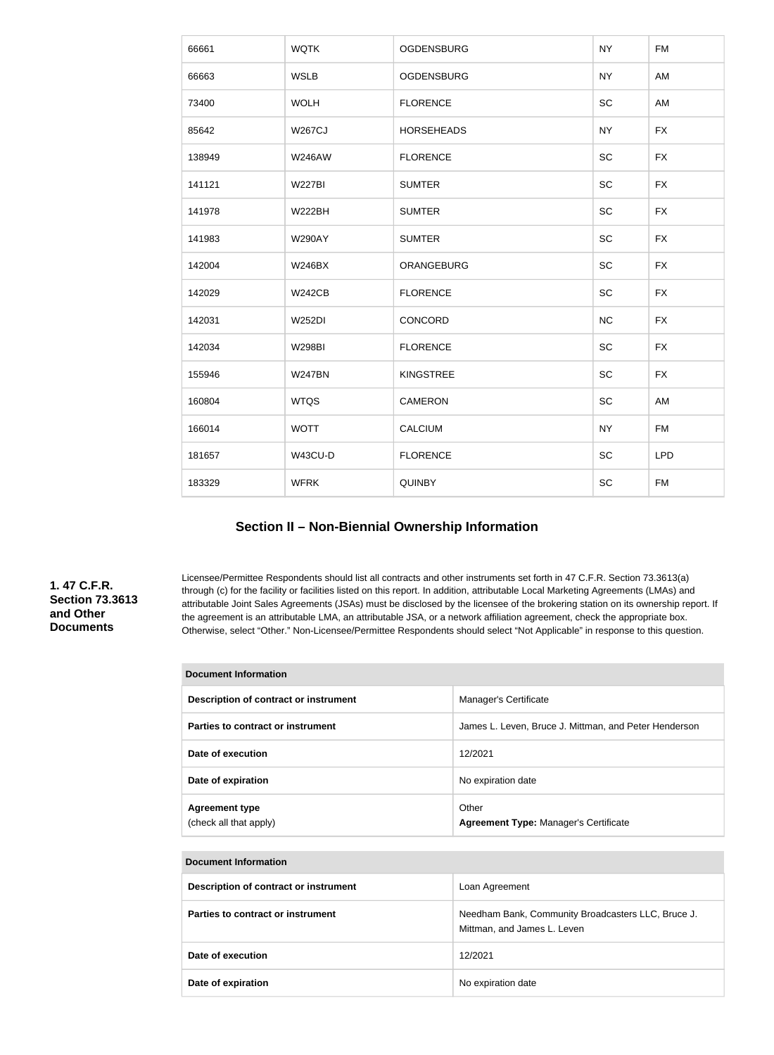| | | | | |
|---|---|---|---|---|
| 66661 | WQTK | OGDENSBURG | NY | FM |
| 66663 | WSLB | OGDENSBURG | NY | AM |
| 73400 | WOLH | FLORENCE | SC | AM |
| 85642 | W267CJ | HORSEHEADS | NY | FX |
| 138949 | W246AW | FLORENCE | SC | FX |
| 141121 | W227BI | SUMTER | SC | FX |
| 141978 | W222BH | SUMTER | SC | FX |
| 141983 | W290AY | SUMTER | SC | FX |
| 142004 | W246BX | ORANGEBURG | SC | FX |
| 142029 | W242CB | FLORENCE | SC | FX |
| 142031 | W252DI | CONCORD | NC | FX |
| 142034 | W298BI | FLORENCE | SC | FX |
| 155946 | W247BN | KINGSTREE | SC | FX |
| 160804 | WTQS | CAMERON | SC | AM |
| 166014 | WOTT | CALCIUM | NY | FM |
| 181657 | W43CU-D | FLORENCE | SC | LPD |
| 183329 | WFRK | QUINBY | SC | FM |

## Section II – Non-Biennial Ownership Information

**1. 47 C.F.R. Section 73.3613 and Other Documents**

Licensee/Permittee Respondents should list all contracts and other instruments set forth in 47 C.F.R. Section 73.3613(a) through (c) for the facility or facilities listed on this report. In addition, attributable Local Marketing Agreements (LMAs) and attributable Joint Sales Agreements (JSAs) must be disclosed by the licensee of the brokering station on its ownership report. If the agreement is an attributable LMA, an attributable JSA, or a network affiliation agreement, check the appropriate box. Otherwise, select "Other." Non-Licensee/Permittee Respondents should select "Not Applicable" in response to this question.

| Document Information | |
|---|---|
| **Description of contract or instrument** | Manager's Certificate |
| **Parties to contract or instrument** | James L. Leven, Bruce J. Mittman, and Peter Henderson |
| **Date of execution** | 12/2021 |
| **Date of expiration** | No expiration date |
| **Agreement type** (check all that apply) | Other **Agreement Type:** Manager's Certificate |

| Document Information | |
|---|---|
| **Description of contract or instrument** | Loan Agreement |
| **Parties to contract or instrument** | Needham Bank, Community Broadcasters LLC, Bruce J. Mittman, and James L. Leven |
| **Date of execution** | 12/2021 |
| **Date of expiration** | No expiration date |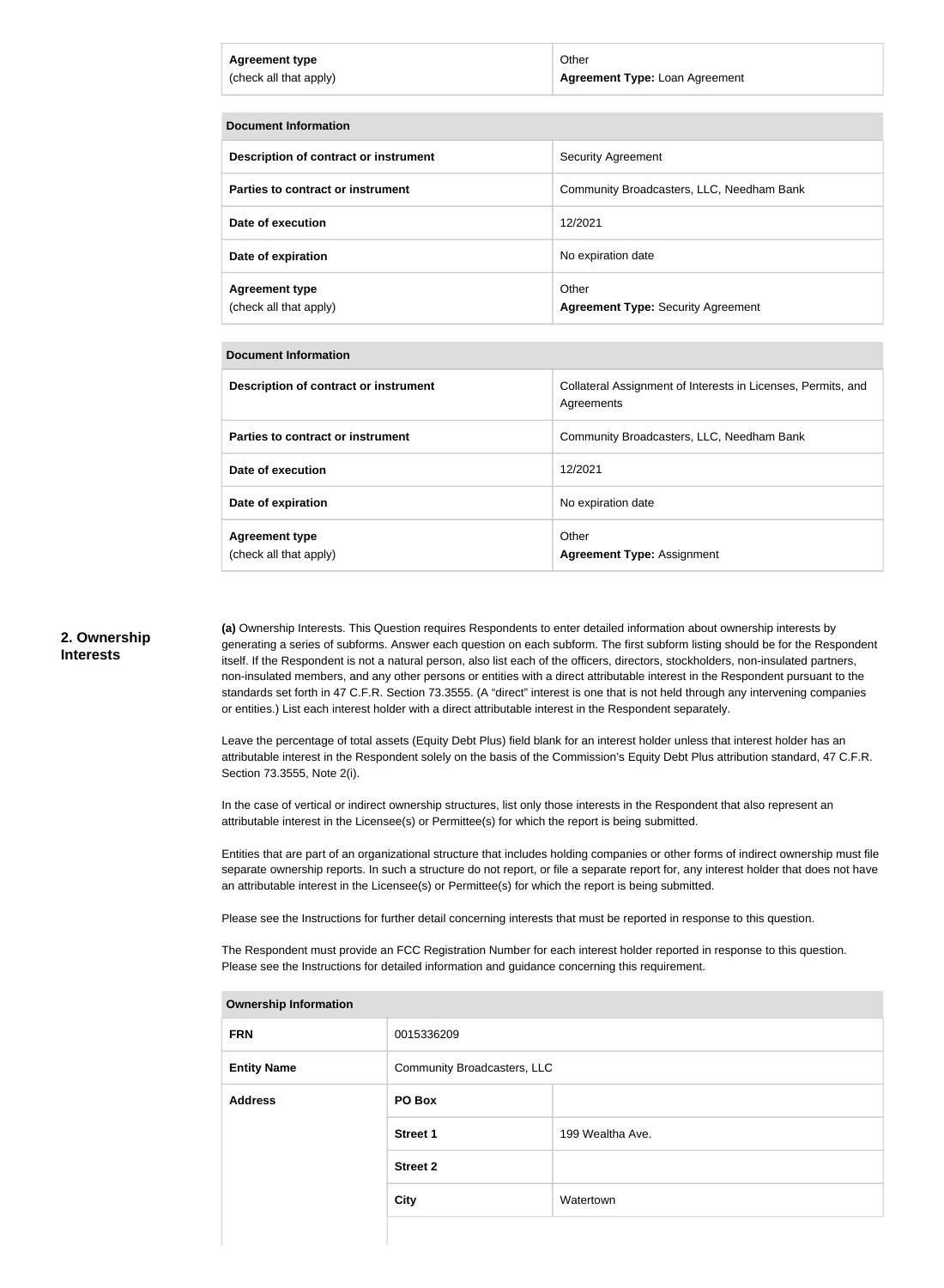| Agreement type (check all that apply) | Other **Agreement Type:** Loan Agreement |
| --- | --- |

| Document Information | |
| --- | --- |
| **Description of contract or instrument** | Security Agreement |
| **Parties to contract or instrument** | Community Broadcasters, LLC, Needham Bank |
| **Date of execution** | 12/2021 |
| **Date of expiration** | No expiration date |
| **Agreement type** (check all that apply) | Other **Agreement Type:** Security Agreement |

| Document Information | |
| --- | --- |
| **Description of contract or instrument** | Collateral Assignment of Interests in Licenses, Permits, and Agreements |
| **Parties to contract or instrument** | Community Broadcasters, LLC, Needham Bank |
| **Date of execution** | 12/2021 |
| **Date of expiration** | No expiration date |
| **Agreement type** (check all that apply) | Other **Agreement Type:** Assignment |

## 2. Ownership Interests

**(a)** Ownership Interests. This Question requires Respondents to enter detailed information about ownership interests by generating a series of subforms. Answer each question on each subform. The first subform listing should be for the Respondent itself. If the Respondent is not a natural person, also list each of the officers, directors, stockholders, non-insulated partners, non-insulated members, and any other persons or entities with a direct attributable interest in the Respondent pursuant to the standards set forth in 47 C.F.R. Section 73.3555. (A "direct" interest is one that is not held through any intervening companies or entities.) List each interest holder with a direct attributable interest in the Respondent separately.

Leave the percentage of total assets (Equity Debt Plus) field blank for an interest holder unless that interest holder has an attributable interest in the Respondent solely on the basis of the Commission's Equity Debt Plus attribution standard, 47 C.F.R. Section 73.3555, Note 2(i).

In the case of vertical or indirect ownership structures, list only those interests in the Respondent that also represent an attributable interest in the Licensee(s) or Permittee(s) for which the report is being submitted.

Entities that are part of an organizational structure that includes holding companies or other forms of indirect ownership must file separate ownership reports. In such a structure do not report, or file a separate report for, any interest holder that does not have an attributable interest in the Licensee(s) or Permittee(s) for which the report is being submitted.

Please see the Instructions for further detail concerning interests that must be reported in response to this question.

The Respondent must provide an FCC Registration Number for each interest holder reported in response to this question. Please see the Instructions for detailed information and guidance concerning this requirement.

| Ownership Information | | |
| --- | --- | --- |
| **FRN** | 0015336209 | |
| **Entity Name** | Community Broadcasters, LLC | |
| **Address** | **PO Box** | |
| | **Street 1** | 199 Wealtha Ave. |
| | **Street 2** | |
| | **City** | Watertown |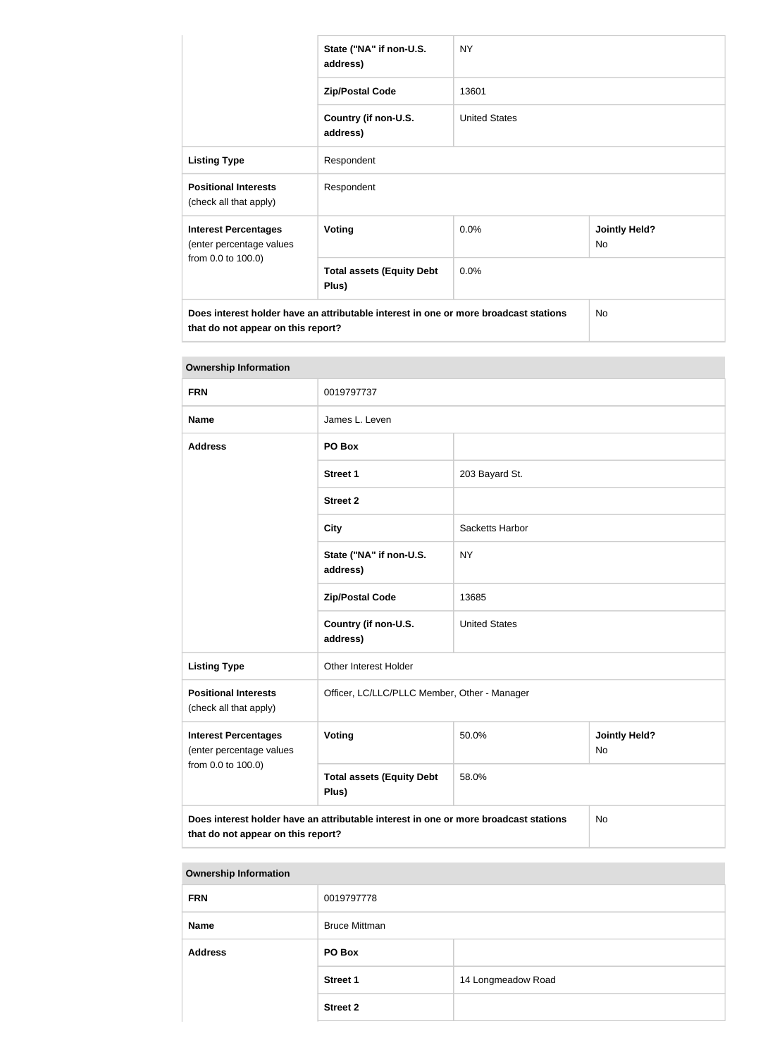| | | | |
|---|---|---|---|
| | State ("NA" if non-U.S. address) | NY | |
| | Zip/Postal Code | 13601 | |
| | Country (if non-U.S. address) | United States | |
| **Listing Type** | Respondent | | |
| **Positional Interests** (check all that apply) | Respondent | | |
| **Interest Percentages** (enter percentage values from 0.0 to 100.0) | **Voting** | 0.0% | **Jointly Held?** No |
| | **Total assets (Equity Debt Plus)** | 0.0% | |
| **Does interest holder have an attributable interest in one or more broadcast stations that do not appear on this report?** | | | No |

| **Ownership Information** | | | |
|---|---|---|---|
| **FRN** | 0019797737 | | |
| **Name** | James L. Leven | | |
| **Address** | **PO Box** | | |
| | **Street 1** | 203 Bayard St. | |
| | **Street 2** | | |
| | **City** | Sacketts Harbor | |
| | **State ("NA" if non-U.S. address)** | NY | |
| | **Zip/Postal Code** | 13685 | |
| | **Country (if non-U.S. address)** | United States | |
| **Listing Type** | Other Interest Holder | | |
| **Positional Interests** (check all that apply) | Officer, LC/LLC/PLLC Member, Other - Manager | | |
| **Interest Percentages** (enter percentage values from 0.0 to 100.0) | **Voting** | 50.0% | **Jointly Held?** No |
| | **Total assets (Equity Debt Plus)** | 58.0% | |
| **Does interest holder have an attributable interest in one or more broadcast stations that do not appear on this report?** | | | No |

| **Ownership Information** | | |
|---|---|---|
| **FRN** | 0019797778 | |
| **Name** | Bruce Mittman | |
| **Address** | **PO Box** | |
| | **Street 1** | 14 Longmeadow Road |
| | **Street 2** | |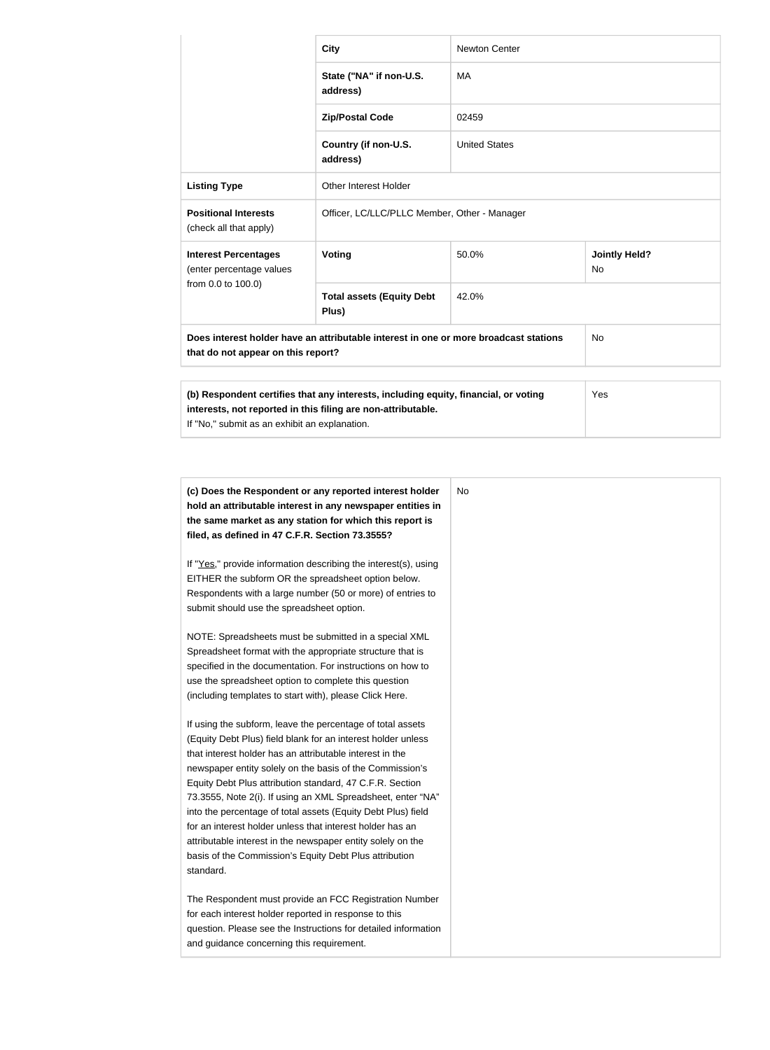| | | | |
|---|---|---|---|
| | **City** | Newton Center | |
| | **State ("NA" if non-U.S. address)** | MA | |
| | **Zip/Postal Code** | 02459 | |
| | **Country (if non-U.S. address)** | United States | |
| **Listing Type** | Other Interest Holder | | |
| **Positional Interests** (check all that apply) | Officer, LC/LLC/PLLC Member, Other - Manager | | |
| **Interest Percentages** (enter percentage values from 0.0 to 100.0) | **Voting** | 50.0% | **Jointly Held?** No |
| | **Total assets (Equity Debt Plus)** | 42.0% | |
| **Does interest holder have an attributable interest in one or more broadcast stations that do not appear on this report?** | | | No |

| | |
|---|---|
| **(b) Respondent certifies that any interests, including equity, financial, or voting interests, not reported in this filing are non-attributable.** If "No," submit as an exhibit an explanation. | Yes |

| | |
|---|---|
| **(c) Does the Respondent or any reported interest holder hold an attributable interest in any newspaper entities in the same market as any station for which this report is filed, as defined in 47 C.F.R. Section 73.3555?**<br><br>If "Yes," provide information describing the interest(s), using EITHER the subform OR the spreadsheet option below. Respondents with a large number (50 or more) of entries to submit should use the spreadsheet option.<br><br>NOTE: Spreadsheets must be submitted in a special XML Spreadsheet format with the appropriate structure that is specified in the documentation. For instructions on how to use the spreadsheet option to complete this question (including templates to start with), please Click Here.<br><br>If using the subform, leave the percentage of total assets (Equity Debt Plus) field blank for an interest holder unless that interest holder has an attributable interest in the newspaper entity solely on the basis of the Commission's Equity Debt Plus attribution standard, 47 C.F.R. Section 73.3555, Note 2(i). If using an XML Spreadsheet, enter "NA" into the percentage of total assets (Equity Debt Plus) field for an interest holder unless that interest holder has an attributable interest in the newspaper entity solely on the basis of the Commission's Equity Debt Plus attribution standard.<br><br>The Respondent must provide an FCC Registration Number for each interest holder reported in response to this question. Please see the Instructions for detailed information and guidance concerning this requirement. | No |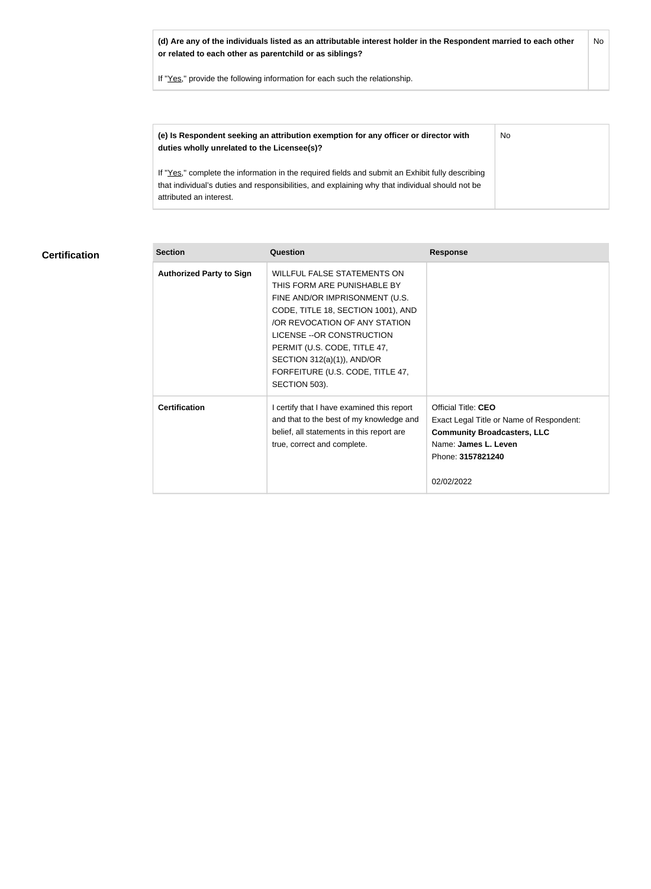| | |
|---|---|
| **(d) Are any of the individuals listed as an attributable interest holder in the Respondent married to each other or related to each other as parentchild or as siblings?**<br><br>If "Yes," provide the following information for each such the relationship. | No |

| | |
|---|---|
| **(e) Is Respondent seeking an attribution exemption for any officer or director with duties wholly unrelated to the Licensee(s)?**<br><br>If "Yes," complete the information in the required fields and submit an Exhibit fully describing that individual's duties and responsibilities, and explaining why that individual should not be attributed an interest. | No |

## Certification

| Section | Question | Response |
|---|---|---|
| **Authorized Party to Sign** | WILLFUL FALSE STATEMENTS ON THIS FORM ARE PUNISHABLE BY FINE AND/OR IMPRISONMENT (U.S. CODE, TITLE 18, SECTION 1001), AND /OR REVOCATION OF ANY STATION LICENSE --OR CONSTRUCTION PERMIT (U.S. CODE, TITLE 47, SECTION 312(a)(1)), AND/OR FORFEITURE (U.S. CODE, TITLE 47, SECTION 503). | |
| **Certification** | I certify that I have examined this report and that to the best of my knowledge and belief, all statements in this report are true, correct and complete. | Official Title: **CEO**<br>Exact Legal Title or Name of Respondent: **Community Broadcasters, LLC**<br>Name: **James L. Leven**<br>Phone: **3157821240**<br><br>02/02/2022 |